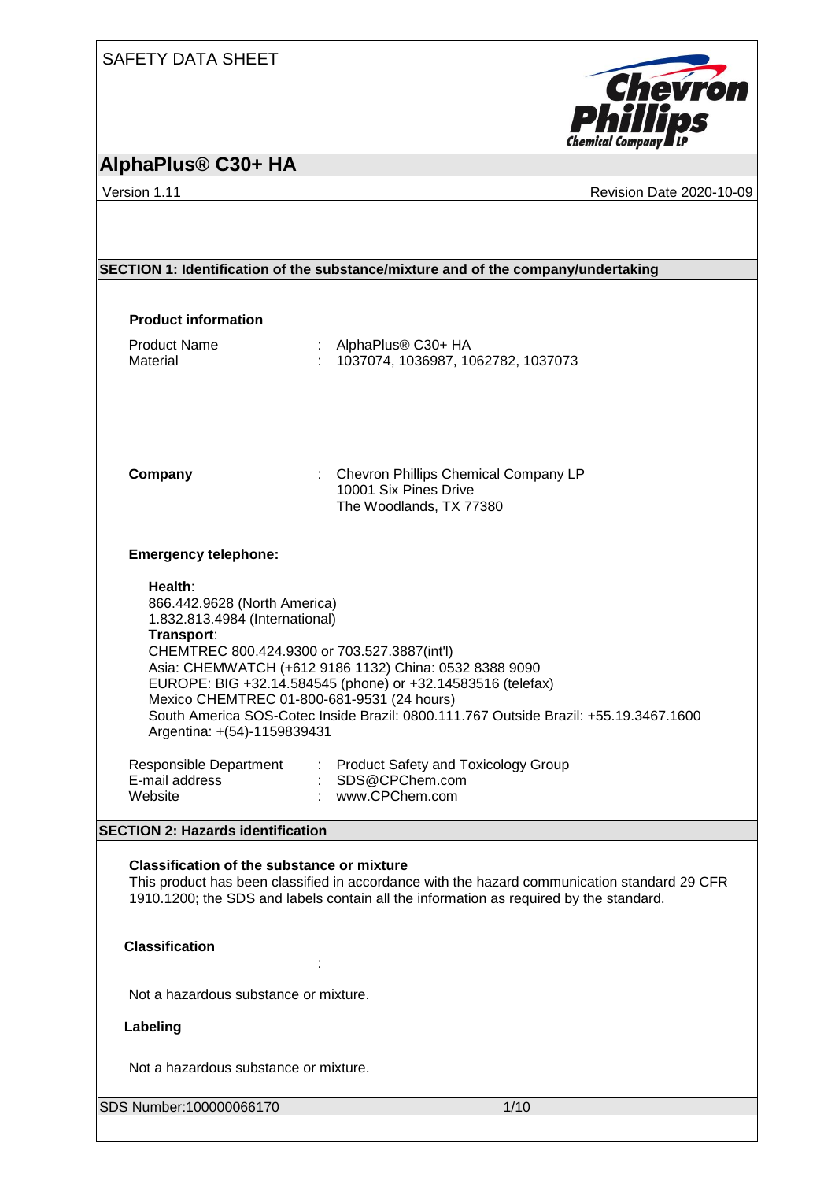SAFETY DATA SHEET

# AlphaPlus® C30+ HA

Version 1.11 Revision Date 2020-10-09

## SECTION 1: Identification of the substance/mixture and of the company/undertaking

**Product information**

Product Name : AlphaPlus® C30+ HA
Material : 1037074, 1036987, 1062782, 1037073

**Company** : Chevron Phillips Chemical Company LP
10001 Six Pines Drive
The Woodlands, TX 77380

**Emergency telephone:**

**Health**:
866.442.9628 (North America)
1.832.813.4984 (International)
**Transport**:
CHEMTREC 800.424.9300 or 703.527.3887(int'l)
Asia: CHEMWATCH (+612 9186 1132) China: 0532 8388 9090
EUROPE: BIG +32.14.584545 (phone) or +32.14583516 (telefax)
Mexico CHEMTREC 01-800-681-9531 (24 hours)
South America SOS-Cotec Inside Brazil: 0800.111.767 Outside Brazil: +55.19.3467.1600
Argentina: +(54)-1159839431

Responsible Department : Product Safety and Toxicology Group
E-mail address : SDS@CPChem.com
Website : www.CPChem.com

## SECTION 2: Hazards identification

**Classification of the substance or mixture**
This product has been classified in accordance with the hazard communication standard 29 CFR 1910.1200; the SDS and labels contain all the information as required by the standard.

**Classification**
:

Not a hazardous substance or mixture.

**Labeling**

Not a hazardous substance or mixture.

SDS Number:100000066170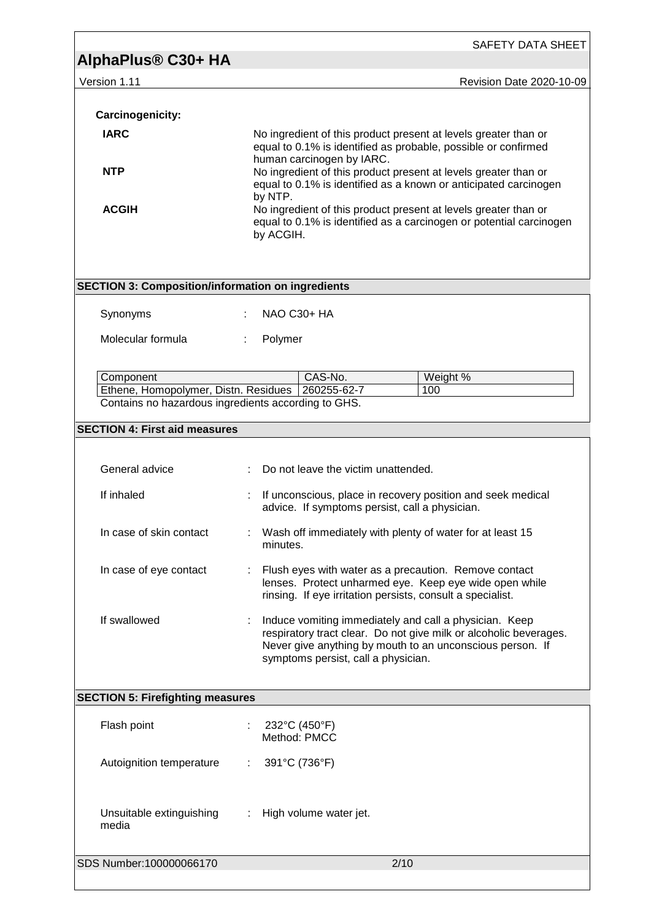**Carcinogenicity:**

| | |
|---|---|
| **IARC** | No ingredient of this product present at levels greater than or equal to 0.1% is identified as probable, possible or confirmed human carcinogen by IARC. |
| **NTP** | No ingredient of this product present at levels greater than or equal to 0.1% is identified as a known or anticipated carcinogen by NTP. |
| **ACGIH** | No ingredient of this product present at levels greater than or equal to 0.1% is identified as a carcinogen or potential carcinogen by ACGIH. |

## SECTION 3: Composition/information on ingredients

Synonyms : NAO C30+ HA

Molecular formula : Polymer

| Component | CAS-No. | Weight % |
|---|---|---|
| Ethene, Homopolymer, Distn. Residues | 260255-62-7 | 100 |

Contains no hazardous ingredients according to GHS.

## SECTION 4: First aid measures

General advice : Do not leave the victim unattended.

If inhaled : If unconscious, place in recovery position and seek medical advice. If symptoms persist, call a physician.

In case of skin contact : Wash off immediately with plenty of water for at least 15 minutes.

In case of eye contact : Flush eyes with water as a precaution. Remove contact lenses. Protect unharmed eye. Keep eye wide open while rinsing. If eye irritation persists, consult a specialist.

If swallowed : Induce vomiting immediately and call a physician. Keep respiratory tract clear. Do not give milk or alcoholic beverages. Never give anything by mouth to an unconscious person. If symptoms persist, call a physician.

## SECTION 5: Firefighting measures

Flash point : 232°C (450°F)
Method: PMCC

Autoignition temperature : 391°C (736°F)

Unsuitable extinguishing media : High volume water jet.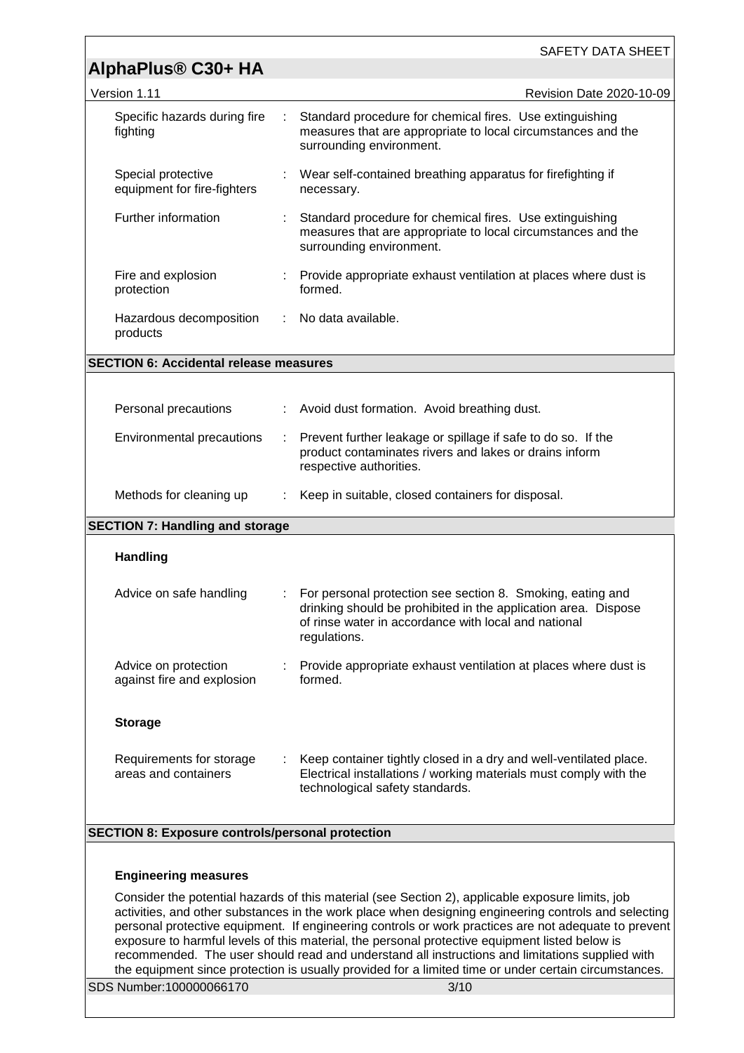| | | |
|---|---|---|
| Specific hazards during fire fighting | : | Standard procedure for chemical fires. Use extinguishing measures that are appropriate to local circumstances and the surrounding environment. |
| Special protective equipment for fire-fighters | : | Wear self-contained breathing apparatus for firefighting if necessary. |
| Further information | : | Standard procedure for chemical fires. Use extinguishing measures that are appropriate to local circumstances and the surrounding environment. |
| Fire and explosion protection | : | Provide appropriate exhaust ventilation at places where dust is formed. |
| Hazardous decomposition products | : | No data available. |

## SECTION 6: Accidental release measures

| | | |
|---|---|---|
| Personal precautions | : | Avoid dust formation. Avoid breathing dust. |
| Environmental precautions | : | Prevent further leakage or spillage if safe to do so. If the product contaminates rivers and lakes or drains inform respective authorities. |
| Methods for cleaning up | : | Keep in suitable, closed containers for disposal. |

## SECTION 7: Handling and storage

### Handling

| | | |
|---|---|---|
| Advice on safe handling | : | For personal protection see section 8. Smoking, eating and drinking should be prohibited in the application area. Dispose of rinse water in accordance with local and national regulations. |
| Advice on protection against fire and explosion | : | Provide appropriate exhaust ventilation at places where dust is formed. |

### Storage

| | | |
|---|---|---|
| Requirements for storage areas and containers | : | Keep container tightly closed in a dry and well-ventilated place. Electrical installations / working materials must comply with the technological safety standards. |

## SECTION 8: Exposure controls/personal protection

### Engineering measures

Consider the potential hazards of this material (see Section 2), applicable exposure limits, job activities, and other substances in the work place when designing engineering controls and selecting personal protective equipment. If engineering controls or work practices are not adequate to prevent exposure to harmful levels of this material, the personal protective equipment listed below is recommended. The user should read and understand all instructions and limitations supplied with the equipment since protection is usually provided for a limited time or under certain circumstances.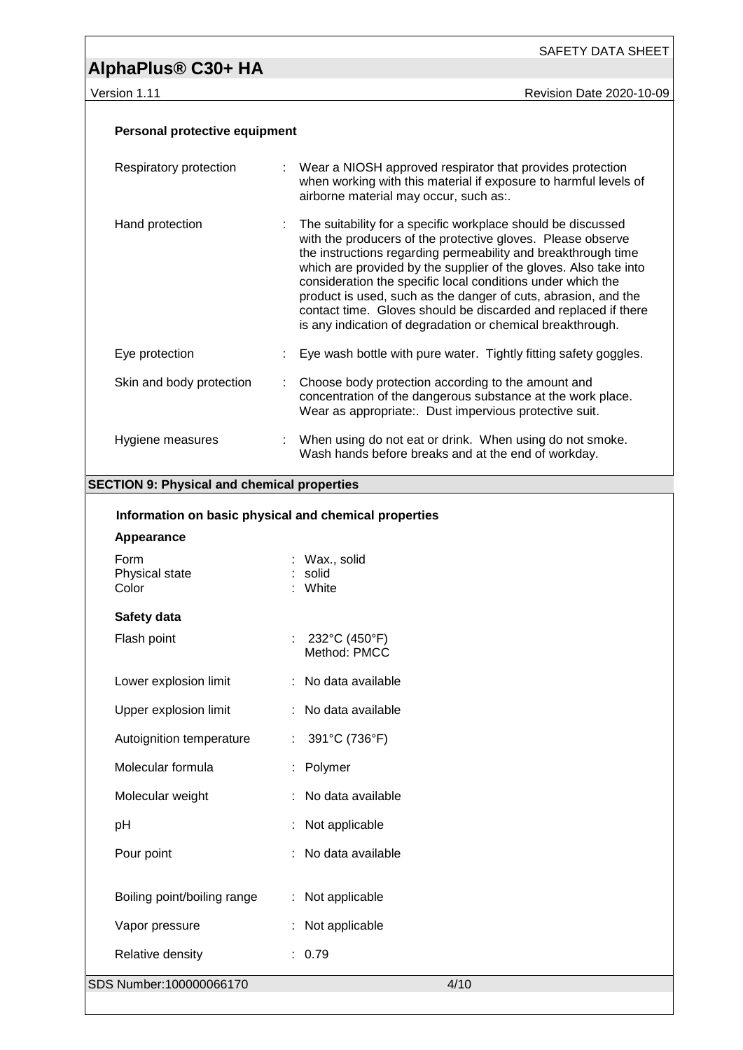**Personal protective equipment**

| | | |
|---|---|---|
| Respiratory protection | : | Wear a NIOSH approved respirator that provides protection when working with this material if exposure to harmful levels of airborne material may occur, such as:. |
| Hand protection | : | The suitability for a specific workplace should be discussed with the producers of the protective gloves. Please observe the instructions regarding permeability and breakthrough time which are provided by the supplier of the gloves. Also take into consideration the specific local conditions under which the product is used, such as the danger of cuts, abrasion, and the contact time. Gloves should be discarded and replaced if there is any indication of degradation or chemical breakthrough. |
| Eye protection | : | Eye wash bottle with pure water. Tightly fitting safety goggles. |
| Skin and body protection | : | Choose body protection according to the amount and concentration of the dangerous substance at the work place. Wear as appropriate:. Dust impervious protective suit. |
| Hygiene measures | : | When using do not eat or drink. When using do not smoke. Wash hands before breaks and at the end of workday. |

## SECTION 9: Physical and chemical properties

**Information on basic physical and chemical properties**

**Appearance**

| | | |
|---|---|---|
| Form | : | Wax., solid |
| Physical state | : | solid |
| Color | : | White |

**Safety data**

| | | |
|---|---|---|
| Flash point | : | 232°C (450°F)<br>Method: PMCC |
| Lower explosion limit | : | No data available |
| Upper explosion limit | : | No data available |
| Autoignition temperature | : | 391°C (736°F) |
| Molecular formula | : | Polymer |
| Molecular weight | : | No data available |
| pH | : | Not applicable |
| Pour point | : | No data available |
| Boiling point/boiling range | : | Not applicable |
| Vapor pressure | : | Not applicable |
| Relative density | : | 0.79 |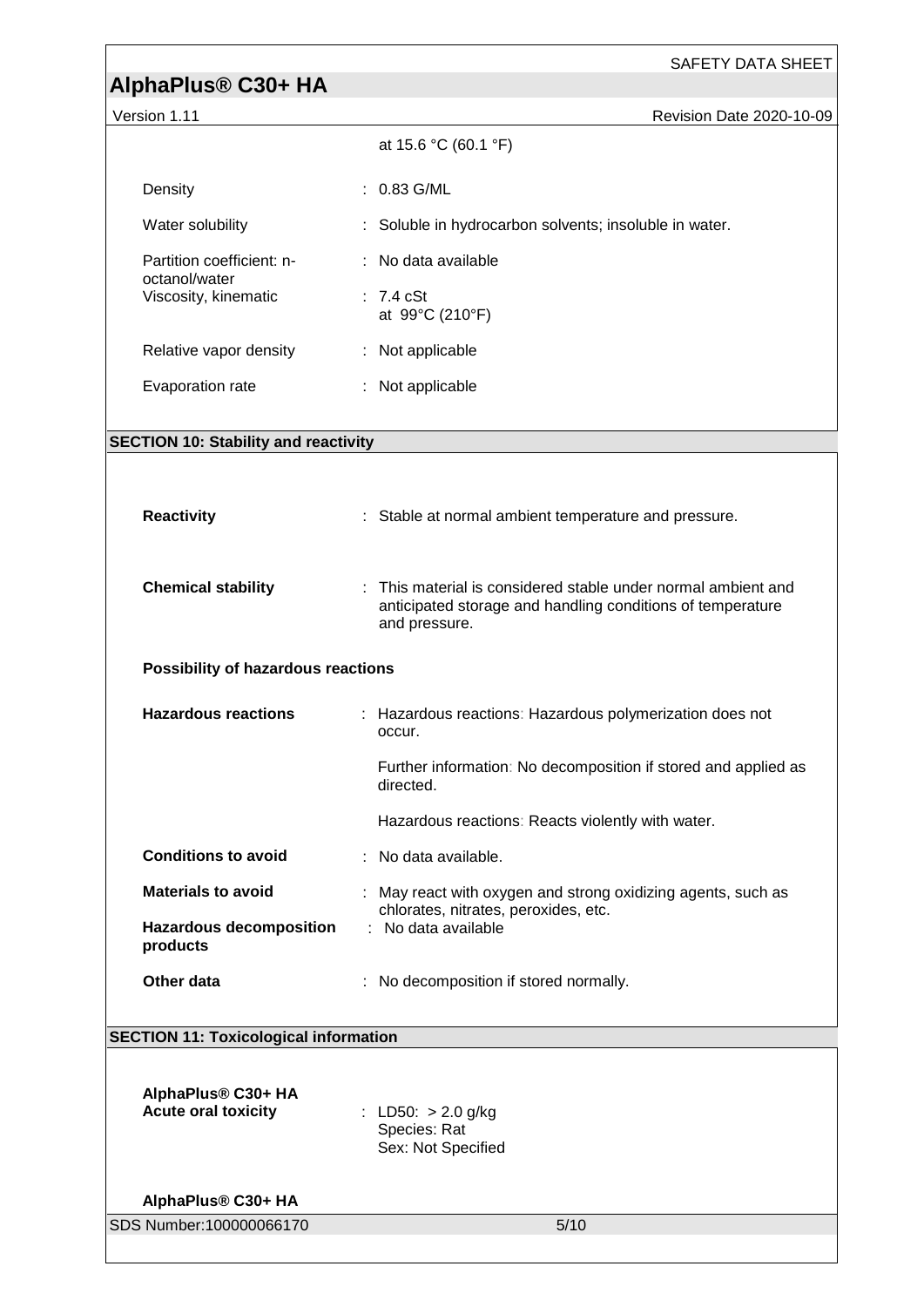| | |
|---|---|
| | at 15.6 °C (60.1 °F) |
| Density | : 0.83 G/ML |
| Water solubility | : Soluble in hydrocarbon solvents; insoluble in water. |
| Partition coefficient: n-octanol/water | : No data available |
| Viscosity, kinematic | : 7.4 cSt at 99°C (210°F) |
| Relative vapor density | : Not applicable |
| Evaporation rate | : Not applicable |

## SECTION 10: Stability and reactivity

| | |
|---|---|
| **Reactivity** | : Stable at normal ambient temperature and pressure. |
| **Chemical stability** | : This material is considered stable under normal ambient and anticipated storage and handling conditions of temperature and pressure. |

**Possibility of hazardous reactions**

| | |
|---|---|
| **Hazardous reactions** | : Hazardous reactions: Hazardous polymerization does not occur. |
| | Further information: No decomposition if stored and applied as directed. |
| | Hazardous reactions: Reacts violently with water. |
| **Conditions to avoid** | : No data available. |
| **Materials to avoid** | : May react with oxygen and strong oxidizing agents, such as chlorates, nitrates, peroxides, etc. |
| **Hazardous decomposition products** | : No data available |
| **Other data** | : No decomposition if stored normally. |

## SECTION 11: Toxicological information

**AlphaPlus® C30+ HA**

| | |
|---|---|
| **Acute oral toxicity** | : LD50: > 2.0 g/kg<br>Species: Rat<br>Sex: Not Specified |

**AlphaPlus® C30+ HA**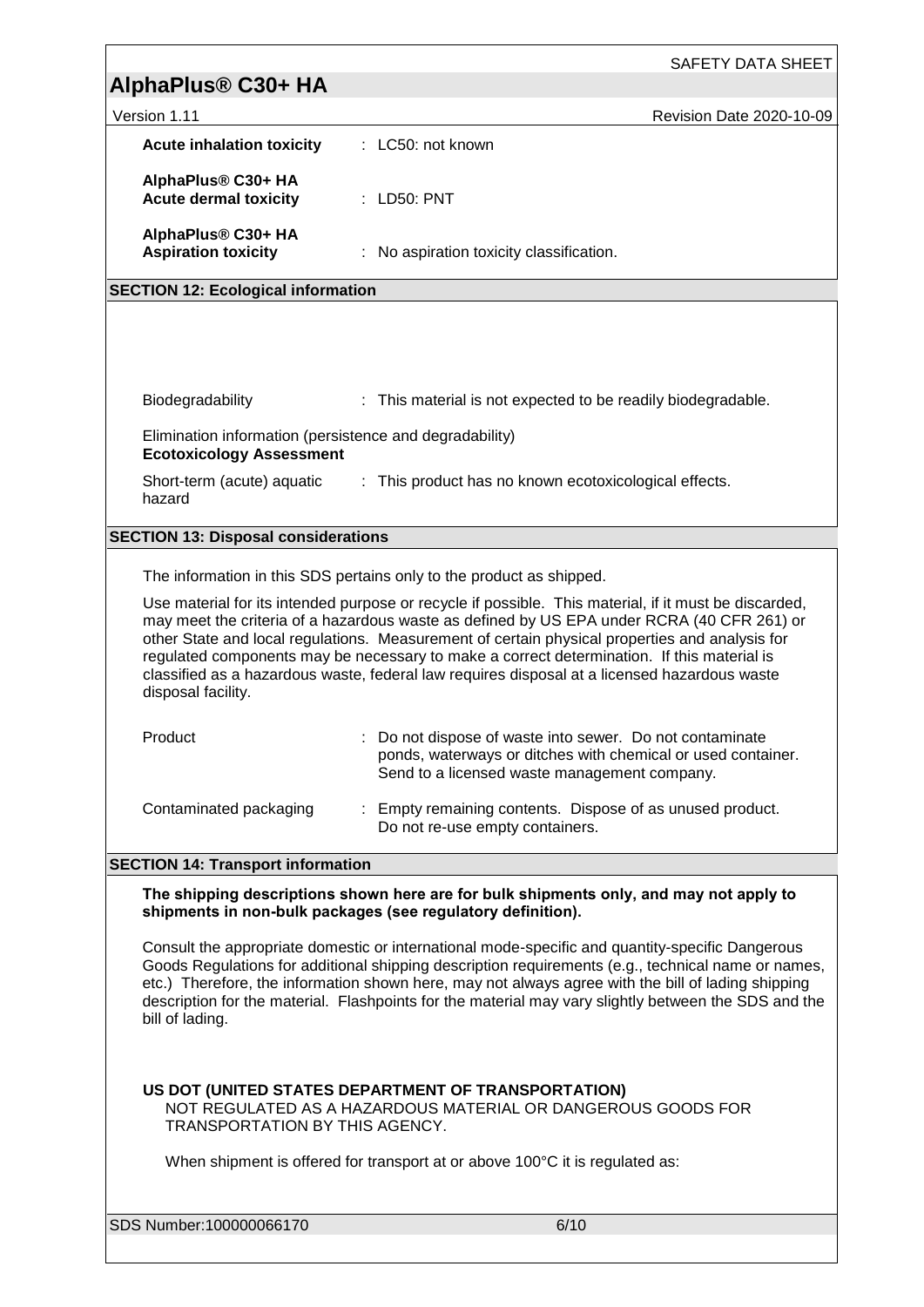**Acute inhalation toxicity** : LC50: not known

**AlphaPlus® C30+ HA**
**Acute dermal toxicity** : LD50: PNT

**AlphaPlus® C30+ HA**
**Aspiration toxicity** : No aspiration toxicity classification.

## SECTION 12: Ecological information

Biodegradability : This material is not expected to be readily biodegradable.

Elimination information (persistence and degradability)
**Ecotoxicology Assessment**

Short-term (acute) aquatic hazard : This product has no known ecotoxicological effects.

## SECTION 13: Disposal considerations

The information in this SDS pertains only to the product as shipped.

Use material for its intended purpose or recycle if possible. This material, if it must be discarded, may meet the criteria of a hazardous waste as defined by US EPA under RCRA (40 CFR 261) or other State and local regulations. Measurement of certain physical properties and analysis for regulated components may be necessary to make a correct determination. If this material is classified as a hazardous waste, federal law requires disposal at a licensed hazardous waste disposal facility.

Product : Do not dispose of waste into sewer. Do not contaminate ponds, waterways or ditches with chemical or used container. Send to a licensed waste management company.

Contaminated packaging : Empty remaining contents. Dispose of as unused product. Do not re-use empty containers.

## SECTION 14: Transport information

**The shipping descriptions shown here are for bulk shipments only, and may not apply to shipments in non-bulk packages (see regulatory definition).**

Consult the appropriate domestic or international mode-specific and quantity-specific Dangerous Goods Regulations for additional shipping description requirements (e.g., technical name or names, etc.) Therefore, the information shown here, may not always agree with the bill of lading shipping description for the material. Flashpoints for the material may vary slightly between the SDS and the bill of lading.

**US DOT (UNITED STATES DEPARTMENT OF TRANSPORTATION)**
NOT REGULATED AS A HAZARDOUS MATERIAL OR DANGEROUS GOODS FOR TRANSPORTATION BY THIS AGENCY.

When shipment is offered for transport at or above 100°C it is regulated as: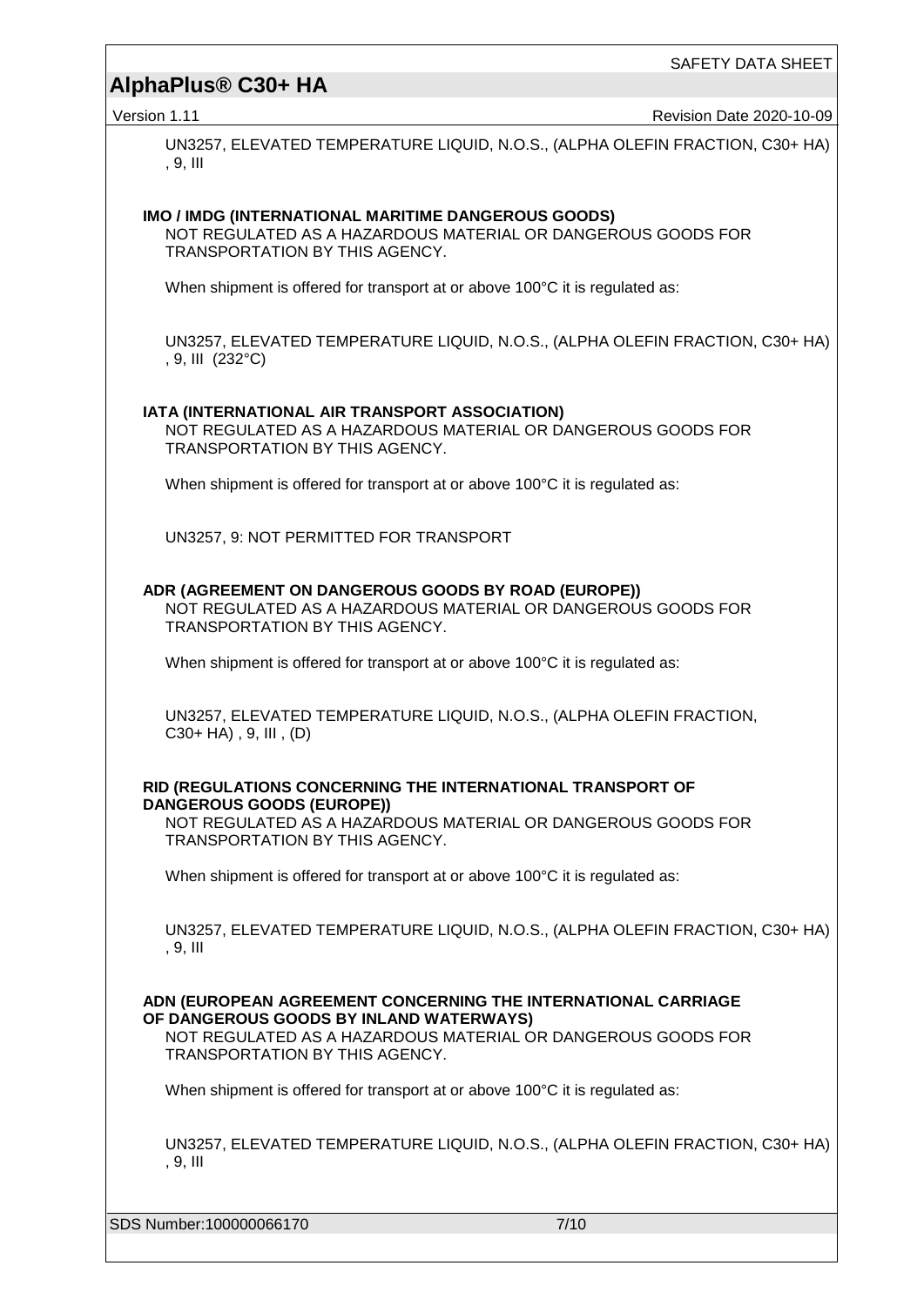UN3257, ELEVATED TEMPERATURE LIQUID, N.O.S., (ALPHA OLEFIN FRACTION, C30+ HA) , 9, III

**IMO / IMDG (INTERNATIONAL MARITIME DANGEROUS GOODS)**

NOT REGULATED AS A HAZARDOUS MATERIAL OR DANGEROUS GOODS FOR TRANSPORTATION BY THIS AGENCY.

When shipment is offered for transport at or above 100°C it is regulated as:

UN3257, ELEVATED TEMPERATURE LIQUID, N.O.S., (ALPHA OLEFIN FRACTION, C30+ HA) , 9, III (232°C)

**IATA (INTERNATIONAL AIR TRANSPORT ASSOCIATION)**

NOT REGULATED AS A HAZARDOUS MATERIAL OR DANGEROUS GOODS FOR TRANSPORTATION BY THIS AGENCY.

When shipment is offered for transport at or above 100°C it is regulated as:

UN3257, 9: NOT PERMITTED FOR TRANSPORT

**ADR (AGREEMENT ON DANGEROUS GOODS BY ROAD (EUROPE))**

NOT REGULATED AS A HAZARDOUS MATERIAL OR DANGEROUS GOODS FOR TRANSPORTATION BY THIS AGENCY.

When shipment is offered for transport at or above 100°C it is regulated as:

UN3257, ELEVATED TEMPERATURE LIQUID, N.O.S., (ALPHA OLEFIN FRACTION, C30+ HA) , 9, III , (D)

**RID (REGULATIONS CONCERNING THE INTERNATIONAL TRANSPORT OF DANGEROUS GOODS (EUROPE))**

NOT REGULATED AS A HAZARDOUS MATERIAL OR DANGEROUS GOODS FOR TRANSPORTATION BY THIS AGENCY.

When shipment is offered for transport at or above 100°C it is regulated as:

UN3257, ELEVATED TEMPERATURE LIQUID, N.O.S., (ALPHA OLEFIN FRACTION, C30+ HA) , 9, III

**ADN (EUROPEAN AGREEMENT CONCERNING THE INTERNATIONAL CARRIAGE OF DANGEROUS GOODS BY INLAND WATERWAYS)**

NOT REGULATED AS A HAZARDOUS MATERIAL OR DANGEROUS GOODS FOR TRANSPORTATION BY THIS AGENCY.

When shipment is offered for transport at or above 100°C it is regulated as:

UN3257, ELEVATED TEMPERATURE LIQUID, N.O.S., (ALPHA OLEFIN FRACTION, C30+ HA) , 9, III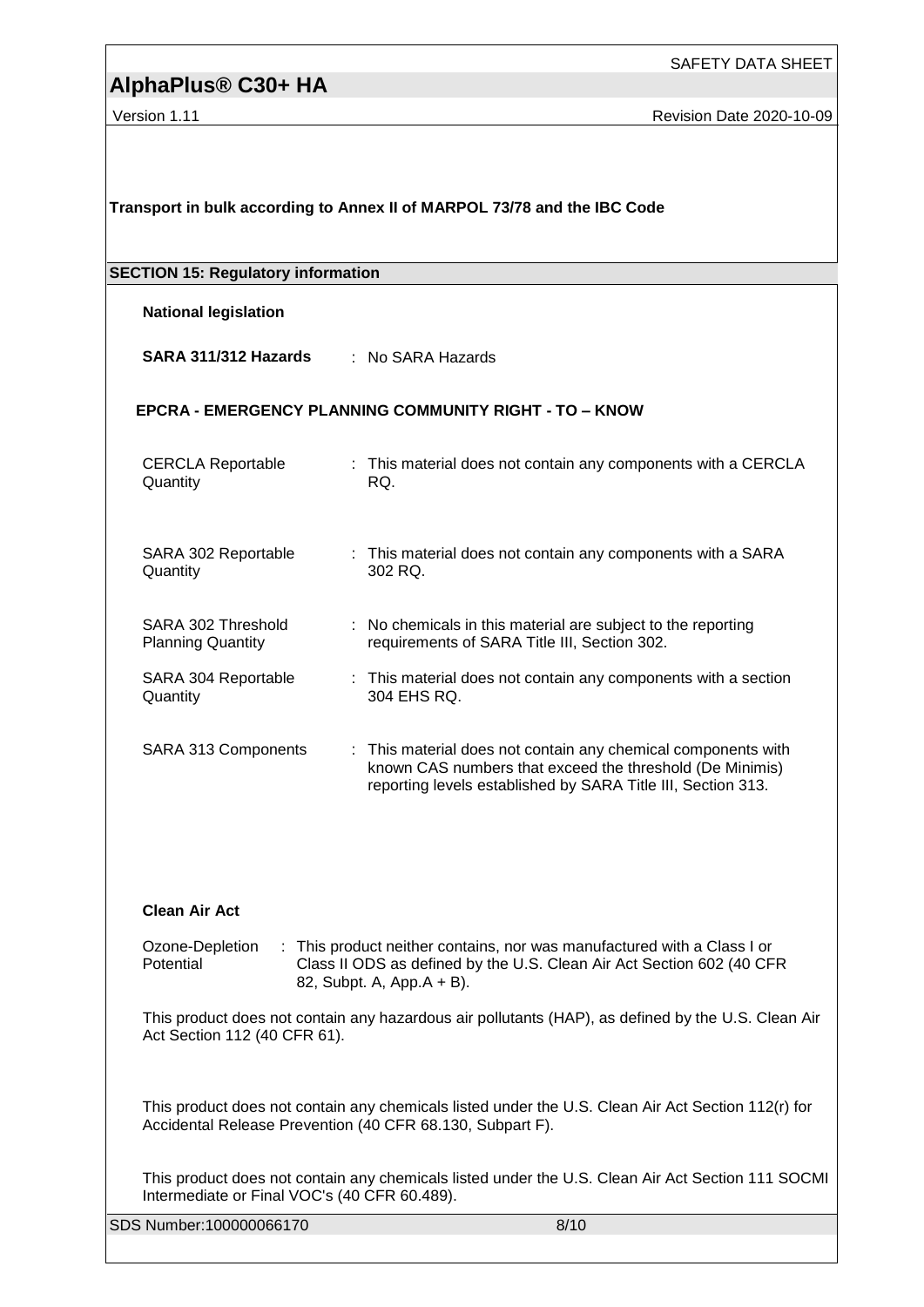**Transport in bulk according to Annex II of MARPOL 73/78 and the IBC Code**

## SECTION 15: Regulatory information

**National legislation**

**SARA 311/312 Hazards** : No SARA Hazards

**EPCRA - EMERGENCY PLANNING COMMUNITY RIGHT - TO – KNOW**

CERCLA Reportable Quantity : This material does not contain any components with a CERCLA RQ.

SARA 302 Reportable Quantity : This material does not contain any components with a SARA 302 RQ.

SARA 302 Threshold Planning Quantity : No chemicals in this material are subject to the reporting requirements of SARA Title III, Section 302.

SARA 304 Reportable Quantity : This material does not contain any components with a section 304 EHS RQ.

SARA 313 Components : This material does not contain any chemical components with known CAS numbers that exceed the threshold (De Minimis) reporting levels established by SARA Title III, Section 313.

**Clean Air Act**

Ozone-Depletion Potential : This product neither contains, nor was manufactured with a Class I or Class II ODS as defined by the U.S. Clean Air Act Section 602 (40 CFR 82, Subpt. A, App.A + B).

This product does not contain any hazardous air pollutants (HAP), as defined by the U.S. Clean Air Act Section 112 (40 CFR 61).

This product does not contain any chemicals listed under the U.S. Clean Air Act Section 112(r) for Accidental Release Prevention (40 CFR 68.130, Subpart F).

This product does not contain any chemicals listed under the U.S. Clean Air Act Section 111 SOCMI Intermediate or Final VOC's (40 CFR 60.489).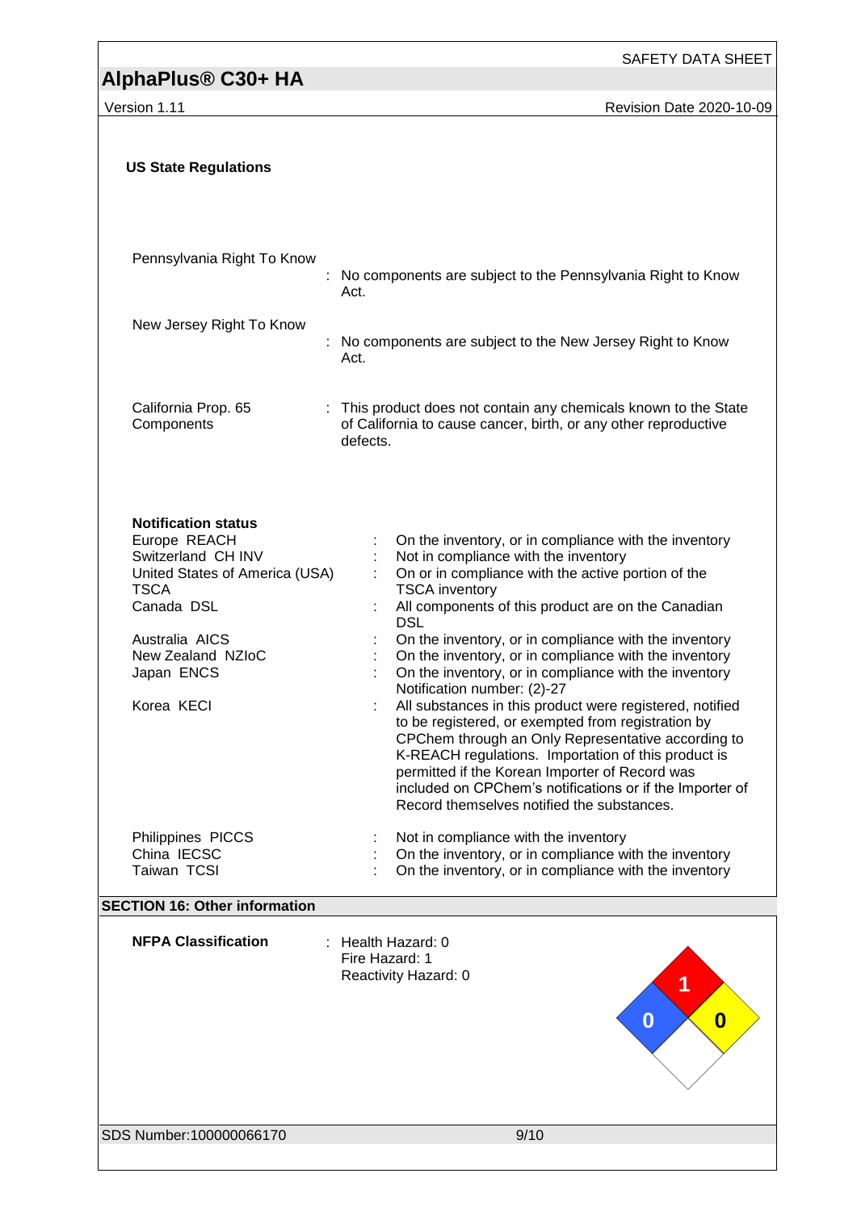**US State Regulations**

| | |
|---|---|
| Pennsylvania Right To Know | : No components are subject to the Pennsylvania Right to Know Act. |
| New Jersey Right To Know | : No components are subject to the New Jersey Right to Know Act. |
| California Prop. 65 Components | : This product does not contain any chemicals known to the State of California to cause cancer, birth, or any other reproductive defects. |

**Notification status**

| | |
|---|---|
| Europe REACH | : On the inventory, or in compliance with the inventory |
| Switzerland CH INV | : Not in compliance with the inventory |
| United States of America (USA) TSCA | : On or in compliance with the active portion of the TSCA inventory |
| Canada DSL | : All components of this product are on the Canadian DSL |
| Australia AICS | : On the inventory, or in compliance with the inventory |
| New Zealand NZIoC | : On the inventory, or in compliance with the inventory |
| Japan ENCS | : On the inventory, or in compliance with the inventory Notification number: (2)-27 |
| Korea KECI | : All substances in this product were registered, notified to be registered, or exempted from registration by CPChem through an Only Representative according to K-REACH regulations. Importation of this product is permitted if the Korean Importer of Record was included on CPChem's notifications or if the Importer of Record themselves notified the substances. |
| Philippines PICCS | : Not in compliance with the inventory |
| China IECSC | : On the inventory, or in compliance with the inventory |
| Taiwan TCSI | : On the inventory, or in compliance with the inventory |

## SECTION 16: Other information

**NFPA Classification** : Health Hazard: 0
Fire Hazard: 1
Reactivity Hazard: 0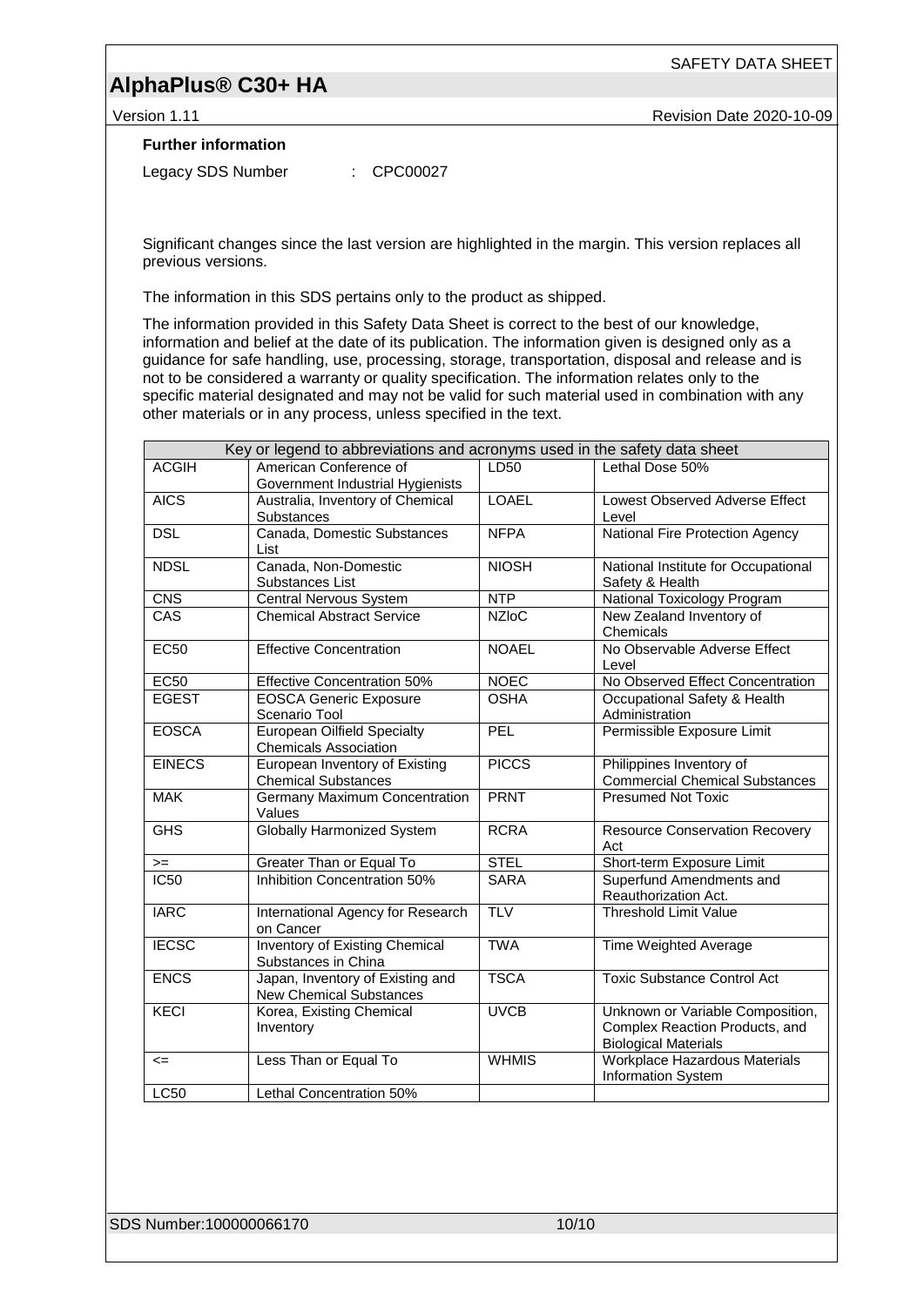**Further information**

Legacy SDS Number : CPC00027

Significant changes since the last version are highlighted in the margin. This version replaces all previous versions.

The information in this SDS pertains only to the product as shipped.

The information provided in this Safety Data Sheet is correct to the best of our knowledge, information and belief at the date of its publication. The information given is designed only as a guidance for safe handling, use, processing, storage, transportation, disposal and release and is not to be considered a warranty or quality specification. The information relates only to the specific material designated and may not be valid for such material used in combination with any other materials or in any process, unless specified in the text.

| Key or legend to abbreviations and acronyms used in the safety data sheet | | | |
|---|---|---|---|
| ACGIH | American Conference of Government Industrial Hygienists | LD50 | Lethal Dose 50% |
| AICS | Australia, Inventory of Chemical Substances | LOAEL | Lowest Observed Adverse Effect Level |
| DSL | Canada, Domestic Substances List | NFPA | National Fire Protection Agency |
| NDSL | Canada, Non-Domestic Substances List | NIOSH | National Institute for Occupational Safety & Health |
| CNS | Central Nervous System | NTP | National Toxicology Program |
| CAS | Chemical Abstract Service | NZIoC | New Zealand Inventory of Chemicals |
| EC50 | Effective Concentration | NOAEL | No Observable Adverse Effect Level |
| EC50 | Effective Concentration 50% | NOEC | No Observed Effect Concentration |
| EGEST | EOSCA Generic Exposure Scenario Tool | OSHA | Occupational Safety & Health Administration |
| EOSCA | European Oilfield Specialty Chemicals Association | PEL | Permissible Exposure Limit |
| EINECS | European Inventory of Existing Chemical Substances | PICCS | Philippines Inventory of Commercial Chemical Substances |
| MAK | Germany Maximum Concentration Values | PRNT | Presumed Not Toxic |
| GHS | Globally Harmonized System | RCRA | Resource Conservation Recovery Act |
| >= | Greater Than or Equal To | STEL | Short-term Exposure Limit |
| IC50 | Inhibition Concentration 50% | SARA | Superfund Amendments and Reauthorization Act. |
| IARC | International Agency for Research on Cancer | TLV | Threshold Limit Value |
| IECSC | Inventory of Existing Chemical Substances in China | TWA | Time Weighted Average |
| ENCS | Japan, Inventory of Existing and New Chemical Substances | TSCA | Toxic Substance Control Act |
| KECI | Korea, Existing Chemical Inventory | UVCB | Unknown or Variable Composition, Complex Reaction Products, and Biological Materials |
| <= | Less Than or Equal To | WHMIS | Workplace Hazardous Materials Information System |
| LC50 | Lethal Concentration 50% | | |